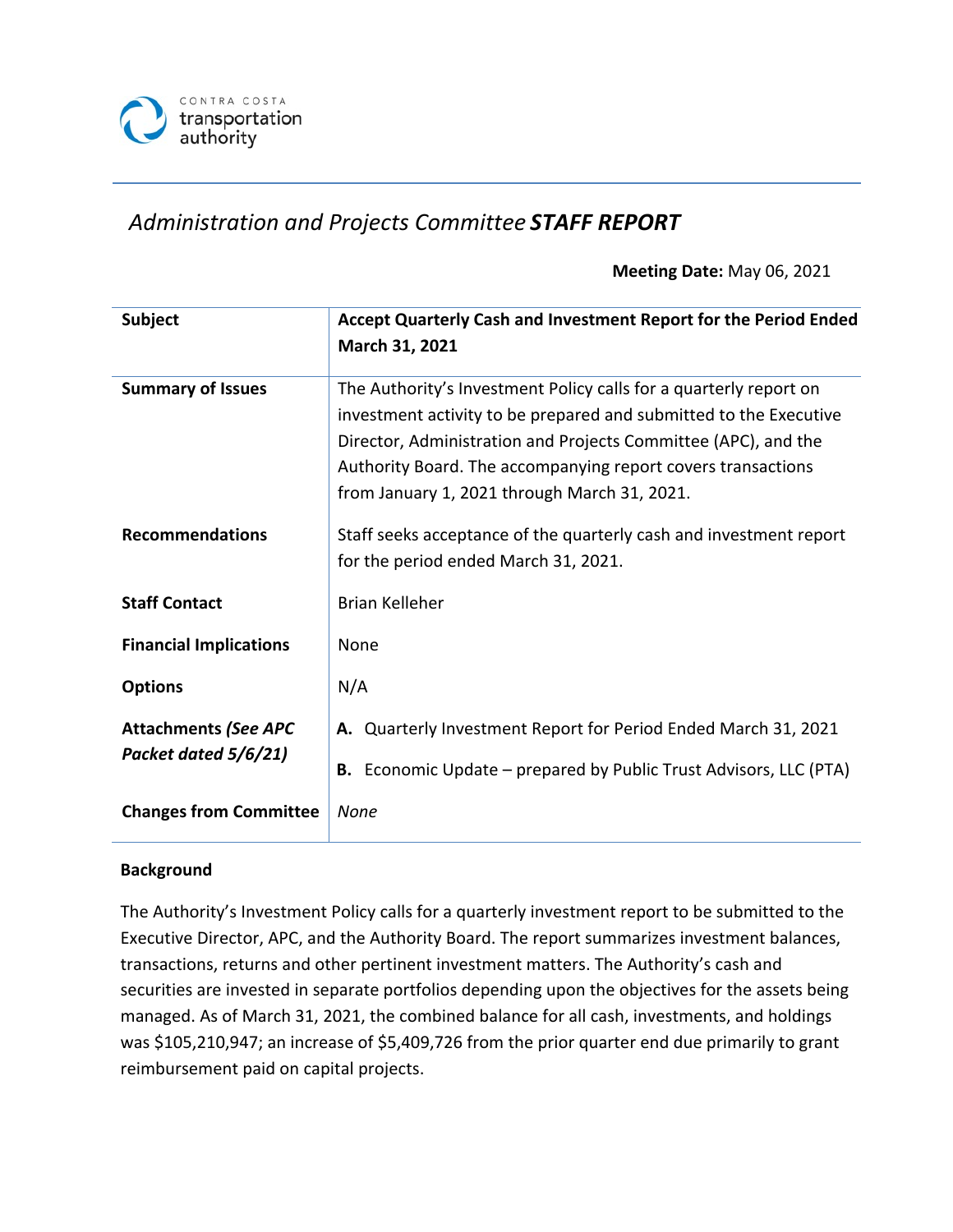CONTRA COSTA transportation authority

*Administration and Projects Committee* **STAFF REPORT**

**Meeting Date:** May 06, 2021

| | |
|---|---|
| **Subject** | **Accept Quarterly Cash and Investment Report for the Period Ended March 31, 2021** |
| **Summary of Issues** | The Authority's Investment Policy calls for a quarterly report on investment activity to be prepared and submitted to the Executive Director, Administration and Projects Committee (APC), and the Authority Board. The accompanying report covers transactions from January 1, 2021 through March 31, 2021. |
| **Recommendations** | Staff seeks acceptance of the quarterly cash and investment report for the period ended March 31, 2021. |
| **Staff Contact** | Brian Kelleher |
| **Financial Implications** | None |
| **Options** | N/A |
| **Attachments *(See APC Packet dated 5/6/21)*** | **A.** Quarterly Investment Report for Period Ended March 31, 2021<br>**B.** Economic Update – prepared by Public Trust Advisors, LLC (PTA) |
| **Changes from Committee** | *None* |

**Background**

The Authority's Investment Policy calls for a quarterly investment report to be submitted to the Executive Director, APC, and the Authority Board. The report summarizes investment balances, transactions, returns and other pertinent investment matters. The Authority's cash and securities are invested in separate portfolios depending upon the objectives for the assets being managed. As of March 31, 2021, the combined balance for all cash, investments, and holdings was $105,210,947; an increase of $5,409,726 from the prior quarter end due primarily to grant reimbursement paid on capital projects.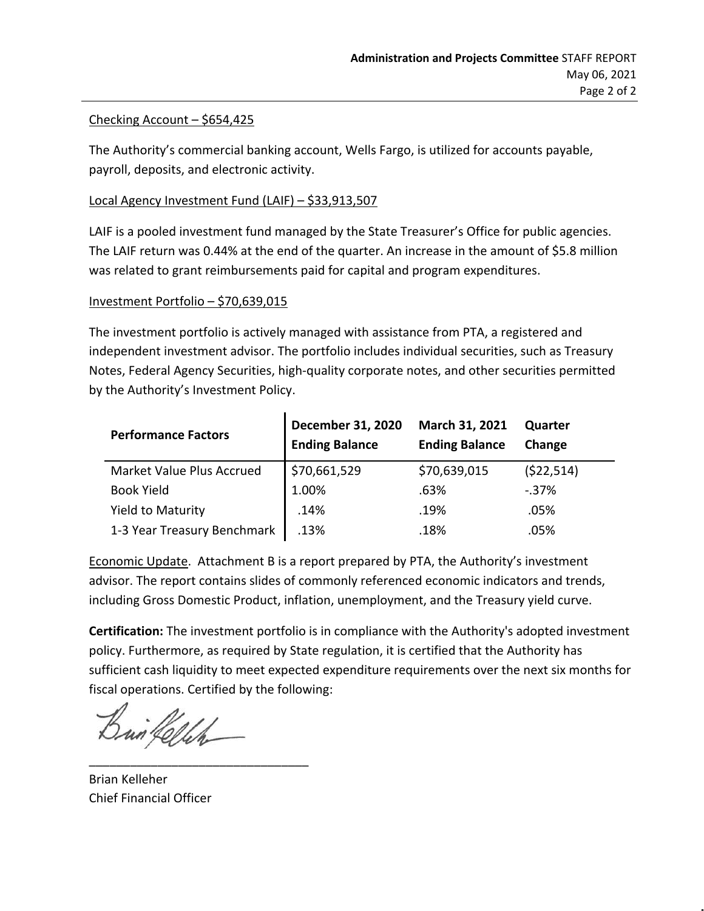Checking Account – $654,425

The Authority's commercial banking account, Wells Fargo, is utilized for accounts payable, payroll, deposits, and electronic activity.

Local Agency Investment Fund (LAIF) – $33,913,507

LAIF is a pooled investment fund managed by the State Treasurer's Office for public agencies. The LAIF return was 0.44% at the end of the quarter. An increase in the amount of $5.8 million was related to grant reimbursements paid for capital and program expenditures.

Investment Portfolio – $70,639,015

The investment portfolio is actively managed with assistance from PTA, a registered and independent investment advisor. The portfolio includes individual securities, such as Treasury Notes, Federal Agency Securities, high-quality corporate notes, and other securities permitted by the Authority's Investment Policy.

| Performance Factors | December 31, 2020 Ending Balance | March 31, 2021 Ending Balance | Quarter Change |
|---|---|---|---|
| Market Value Plus Accrued | $70,661,529 | $70,639,015 | ($22,514) |
| Book Yield | 1.00% | .63% | -.37% |
| Yield to Maturity | .14% | .19% | .05% |
| 1-3 Year Treasury Benchmark | .13% | .18% | .05% |

Economic Update. Attachment B is a report prepared by PTA, the Authority's investment advisor. The report contains slides of commonly referenced economic indicators and trends, including Gross Domestic Product, inflation, unemployment, and the Treasury yield curve.

**Certification:** The investment portfolio is in compliance with the Authority's adopted investment policy. Furthermore, as required by State regulation, it is certified that the Authority has sufficient cash liquidity to meet expected expenditure requirements over the next six months for fiscal operations. Certified by the following:

\_\_\_\_\_\_\_\_\_\_\_\_\_\_\_\_\_\_\_\_\_\_\_\_\_\_\_\_\_\_\_\_

Brian Kelleher
Chief Financial Officer